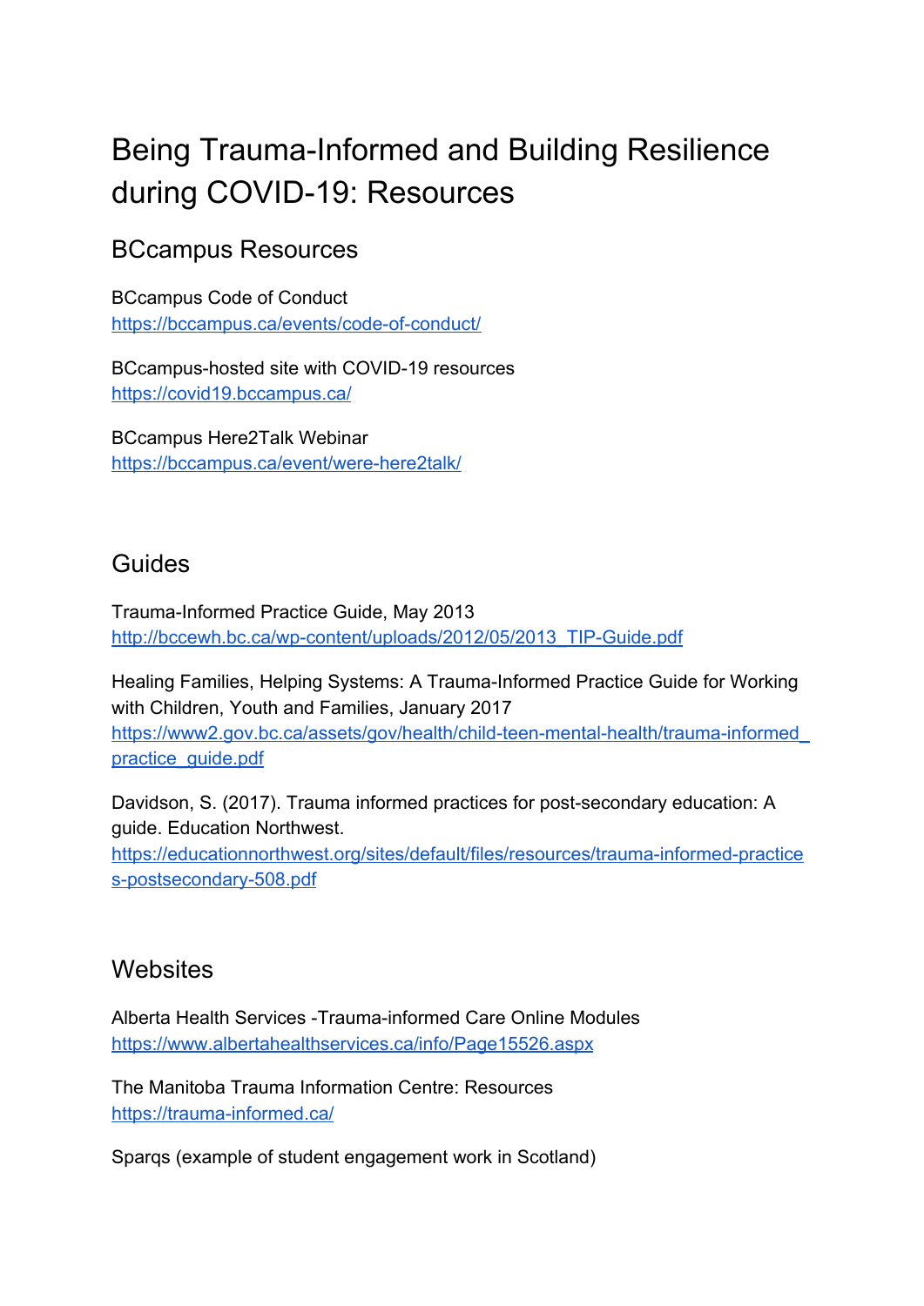# Being Trauma-Informed and Building Resilience during COVID-19: Resources

## BCcampus Resources

BCcampus Code of Conduct
https://bccampus.ca/events/code-of-conduct/

BCcampus-hosted site with COVID-19 resources
https://covid19.bccampus.ca/

BCcampus Here2Talk Webinar
https://bccampus.ca/event/were-here2talk/

## Guides

Trauma-Informed Practice Guide, May 2013
http://bccewh.bc.ca/wp-content/uploads/2012/05/2013_TIP-Guide.pdf

Healing Families, Helping Systems: A Trauma-Informed Practice Guide for Working with Children, Youth and Families, January 2017
https://www2.gov.bc.ca/assets/gov/health/child-teen-mental-health/trauma-informed_practice_guide.pdf

Davidson, S. (2017). Trauma informed practices for post-secondary education: A guide. Education Northwest.
https://educationnorthwest.org/sites/default/files/resources/trauma-informed-practices-postsecondary-508.pdf

## Websites

Alberta Health Services -Trauma-informed Care Online Modules
https://www.albertahealthservices.ca/info/Page15526.aspx

The Manitoba Trauma Information Centre: Resources
https://trauma-informed.ca/

Sparqs (example of student engagement work in Scotland)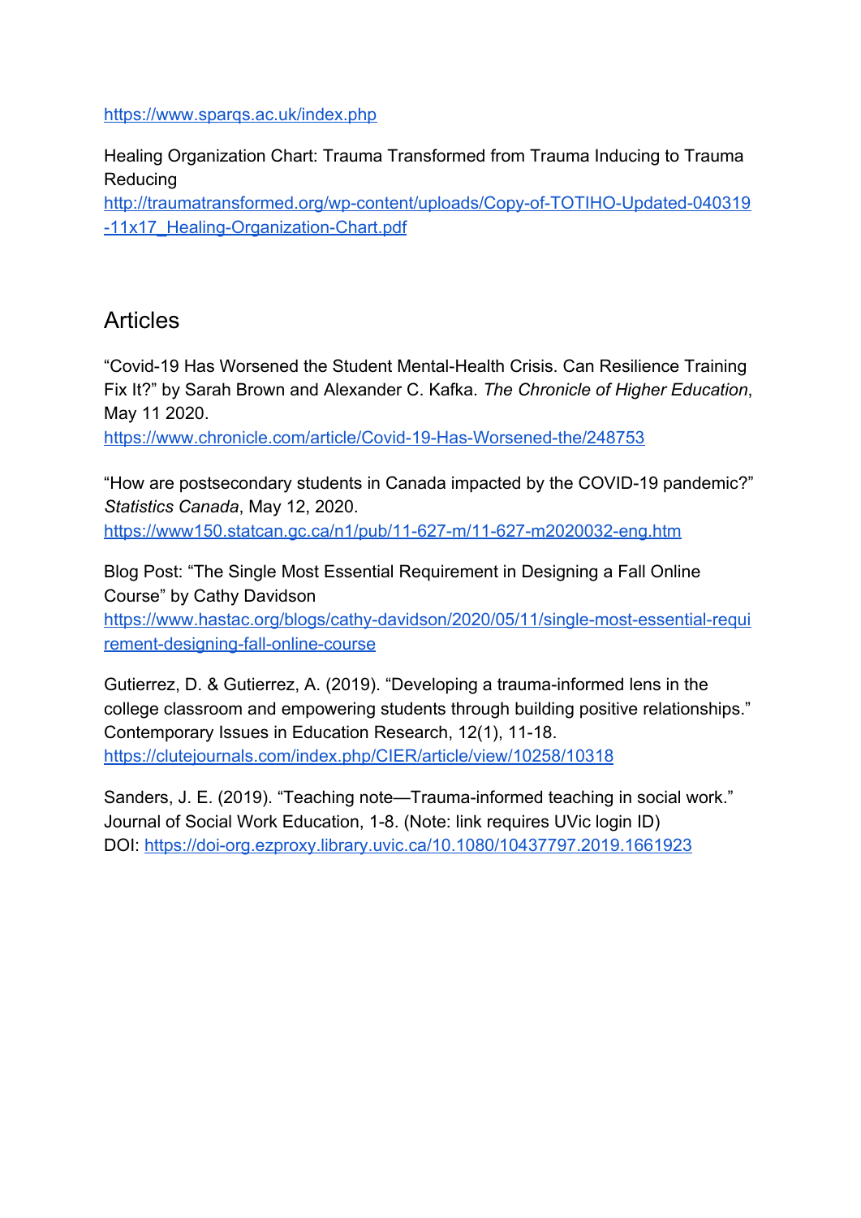https://www.sparqs.ac.uk/index.php

Healing Organization Chart: Trauma Transformed from Trauma Inducing to Trauma Reducing
http://traumatransformed.org/wp-content/uploads/Copy-of-TOTIHO-Updated-040319-11x17_Healing-Organization-Chart.pdf

## Articles

"Covid-19 Has Worsened the Student Mental-Health Crisis. Can Resilience Training Fix It?" by Sarah Brown and Alexander C. Kafka. *The Chronicle of Higher Education*, May 11 2020.
https://www.chronicle.com/article/Covid-19-Has-Worsened-the/248753

"How are postsecondary students in Canada impacted by the COVID-19 pandemic?" *Statistics Canada*, May 12, 2020.
https://www150.statcan.gc.ca/n1/pub/11-627-m/11-627-m2020032-eng.htm

Blog Post: "The Single Most Essential Requirement in Designing a Fall Online Course" by Cathy Davidson
https://www.hastac.org/blogs/cathy-davidson/2020/05/11/single-most-essential-requirement-designing-fall-online-course

Gutierrez, D. & Gutierrez, A. (2019). "Developing a trauma-informed lens in the college classroom and empowering students through building positive relationships." Contemporary Issues in Education Research, 12(1), 11-18.
https://clutejournals.com/index.php/CIER/article/view/10258/10318

Sanders, J. E. (2019). "Teaching note—Trauma-informed teaching in social work." Journal of Social Work Education, 1-8. (Note: link requires UVic login ID)
DOI: https://doi-org.ezproxy.library.uvic.ca/10.1080/10437797.2019.1661923